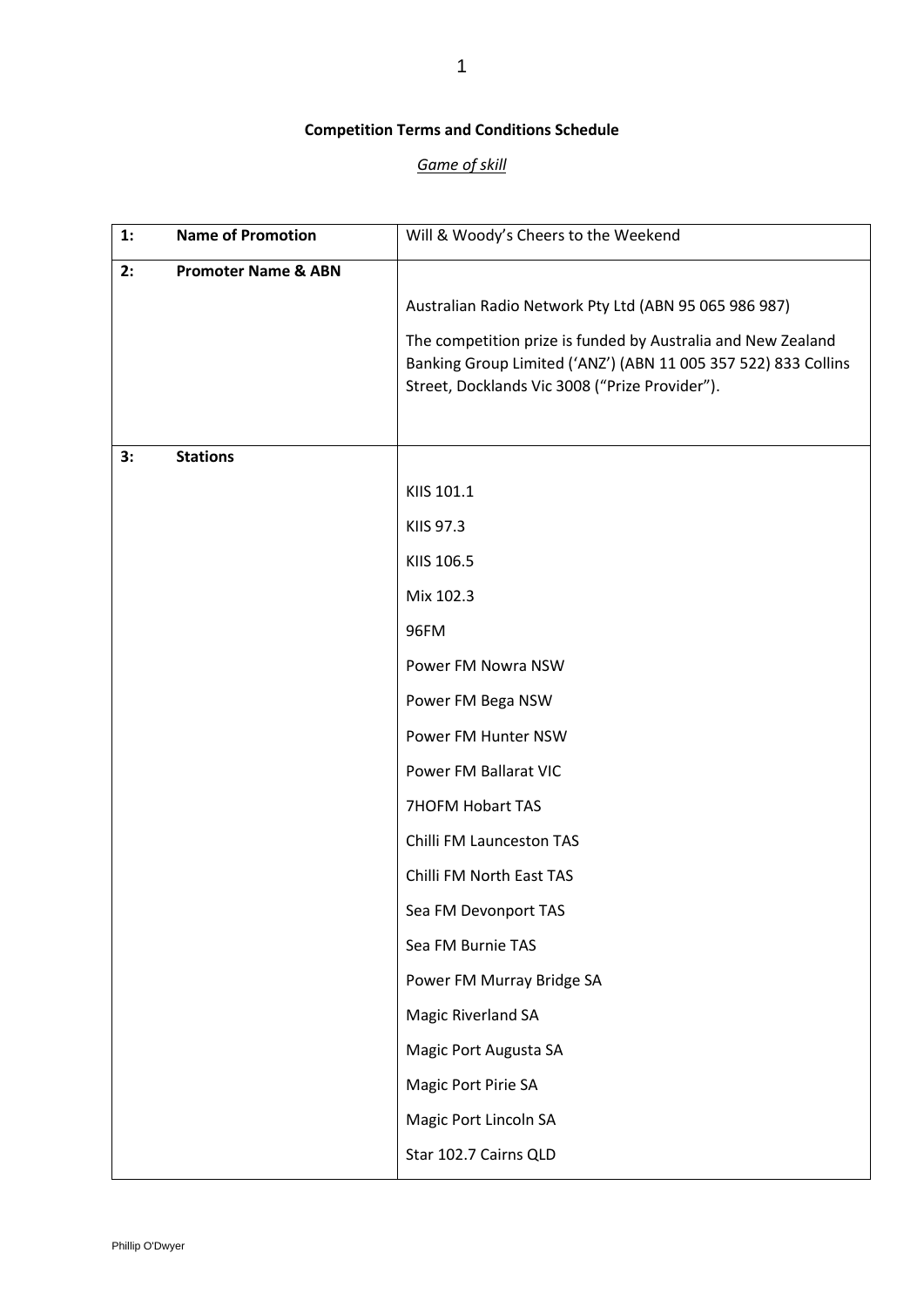**Competition Terms and Conditions Schedule**

*Game of skill*

| | | |
|---|---|---|
| **1:** | **Name of Promotion** | Will & Woody's Cheers to the Weekend |
| **2:** | **Promoter Name & ABN** | Australian Radio Network Pty Ltd (ABN 95 065 986 987)<br><br>The competition prize is funded by Australia and New Zealand Banking Group Limited ('ANZ') (ABN 11 005 357 522) 833 Collins Street, Docklands Vic 3008 ("Prize Provider"). |
| **3:** | **Stations** | KIIS 101.1<br>KIIS 97.3<br>KIIS 106.5<br>Mix 102.3<br>96FM<br>Power FM Nowra NSW<br>Power FM Bega NSW<br>Power FM Hunter NSW<br>Power FM Ballarat VIC<br>7HOFM Hobart TAS<br>Chilli FM Launceston TAS<br>Chilli FM North East TAS<br>Sea FM Devonport TAS<br>Sea FM Burnie TAS<br>Power FM Murray Bridge SA<br>Magic Riverland SA<br>Magic Port Augusta SA<br>Magic Port Pirie SA<br>Magic Port Lincoln SA<br>Star 102.7 Cairns QLD |

Phillip O'Dwyer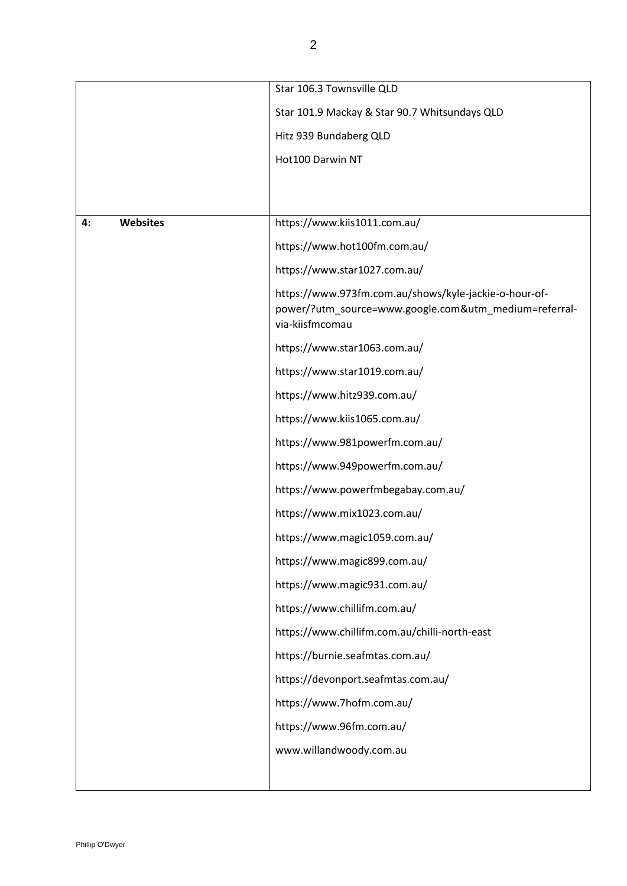| | |
|---|---|
| | Star 106.3 Townsville QLD<br><br>Star 101.9 Mackay & Star 90.7 Whitsundays QLD<br><br>Hitz 939 Bundaberg QLD<br><br>Hot100 Darwin NT |
| **4: Websites** | https://www.kiis1011.com.au/<br><br>https://www.hot100fm.com.au/<br><br>https://www.star1027.com.au/<br><br>https://www.973fm.com.au/shows/kyle-jackie-o-hour-of-power/?utm_source=www.google.com&utm_medium=referral-via-kiisfmcomau<br><br>https://www.star1063.com.au/<br><br>https://www.star1019.com.au/<br><br>https://www.hitz939.com.au/<br><br>https://www.kiis1065.com.au/<br><br>https://www.981powerfm.com.au/<br><br>https://www.949powerfm.com.au/<br><br>https://www.powerfmbegabay.com.au/<br><br>https://www.mix1023.com.au/<br><br>https://www.magic1059.com.au/<br><br>https://www.magic899.com.au/<br><br>https://www.magic931.com.au/<br><br>https://www.chillifm.com.au/<br><br>https://www.chillifm.com.au/chilli-north-east<br><br>https://burnie.seafmtas.com.au/<br><br>https://devonport.seafmtas.com.au/<br><br>https://www.7hofm.com.au/<br><br>https://www.96fm.com.au/<br><br>www.willandwoody.com.au |

Phillip O'Dwyer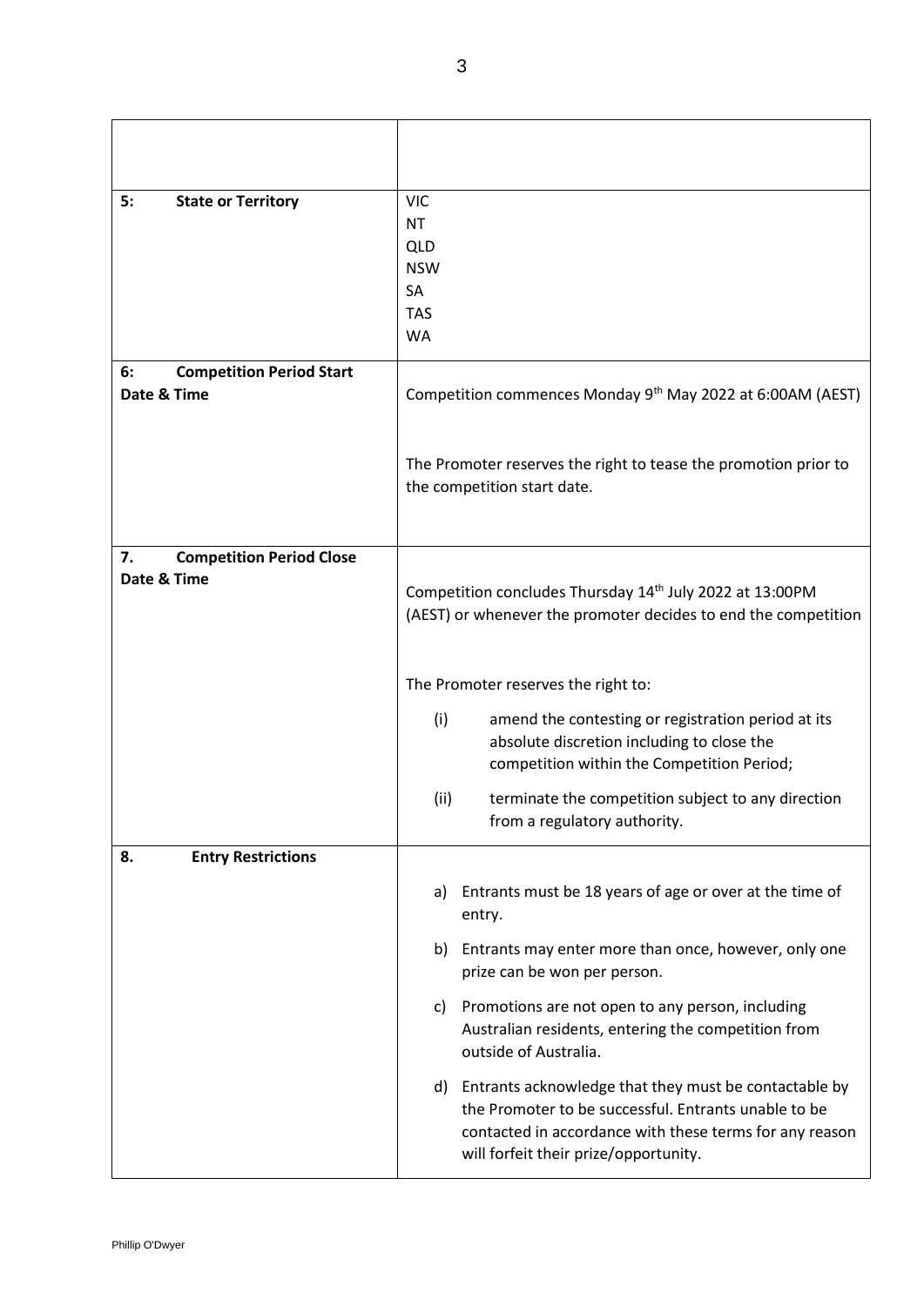| | |
|---|---|
| | |
| **5: State or Territory** | VIC<br>NT<br>QLD<br>NSW<br>SA<br>TAS<br>WA |
| **6: Competition Period Start Date & Time** | Competition commences Monday 9th May 2022 at 6:00AM (AEST)<br><br>The Promoter reserves the right to tease the promotion prior to the competition start date. |
| **7. Competition Period Close Date & Time** | Competition concludes Thursday 14th July 2022 at 13:00PM (AEST) or whenever the promoter decides to end the competition<br><br>The Promoter reserves the right to:<br>(i) amend the contesting or registration period at its absolute discretion including to close the competition within the Competition Period;<br>(ii) terminate the competition subject to any direction from a regulatory authority. |
| **8. Entry Restrictions** | a) Entrants must be 18 years of age or over at the time of entry.<br>b) Entrants may enter more than once, however, only one prize can be won per person.<br>c) Promotions are not open to any person, including Australian residents, entering the competition from outside of Australia.<br>d) Entrants acknowledge that they must be contactable by the Promoter to be successful. Entrants unable to be contacted in accordance with these terms for any reason will forfeit their prize/opportunity. |

Phillip O'Dwyer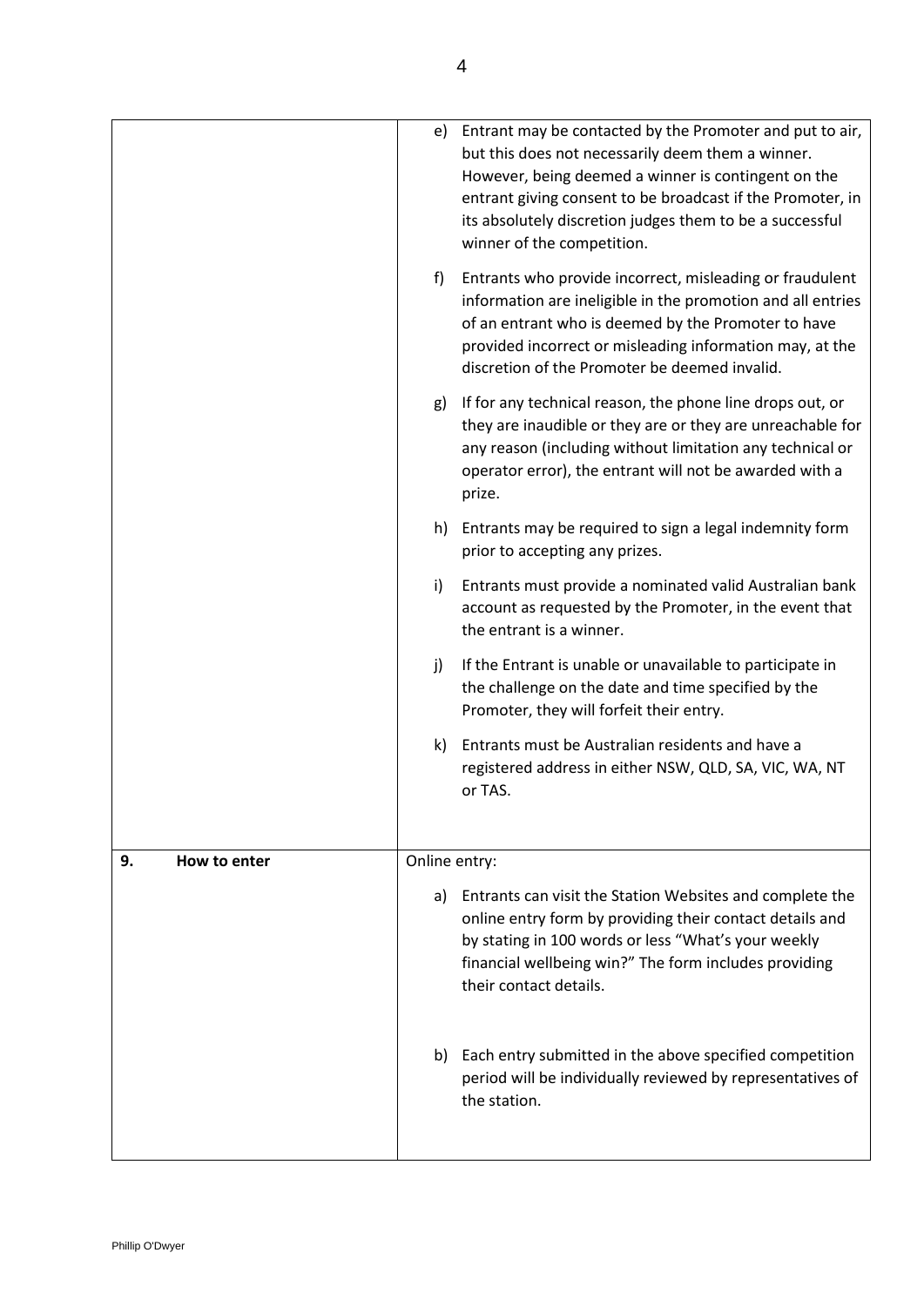| | |
|---|---|
| | e) Entrant may be contacted by the Promoter and put to air, but this does not necessarily deem them a winner. However, being deemed a winner is contingent on the entrant giving consent to be broadcast if the Promoter, in its absolutely discretion judges them to be a successful winner of the competition.<br><br>f) Entrants who provide incorrect, misleading or fraudulent information are ineligible in the promotion and all entries of an entrant who is deemed by the Promoter to have provided incorrect or misleading information may, at the discretion of the Promoter be deemed invalid.<br><br>g) If for any technical reason, the phone line drops out, or they are inaudible or they are or they are unreachable for any reason (including without limitation any technical or operator error), the entrant will not be awarded with a prize.<br><br>h) Entrants may be required to sign a legal indemnity form prior to accepting any prizes.<br><br>i) Entrants must provide a nominated valid Australian bank account as requested by the Promoter, in the event that the entrant is a winner.<br><br>j) If the Entrant is unable or unavailable to participate in the challenge on the date and time specified by the Promoter, they will forfeit their entry.<br><br>k) Entrants must be Australian residents and have a registered address in either NSW, QLD, SA, VIC, WA, NT or TAS. |
| **9. How to enter** | Online entry:<br><br>a) Entrants can visit the Station Websites and complete the online entry form by providing their contact details and by stating in 100 words or less "What's your weekly financial wellbeing win?" The form includes providing their contact details.<br><br>b) Each entry submitted in the above specified competition period will be individually reviewed by representatives of the station. |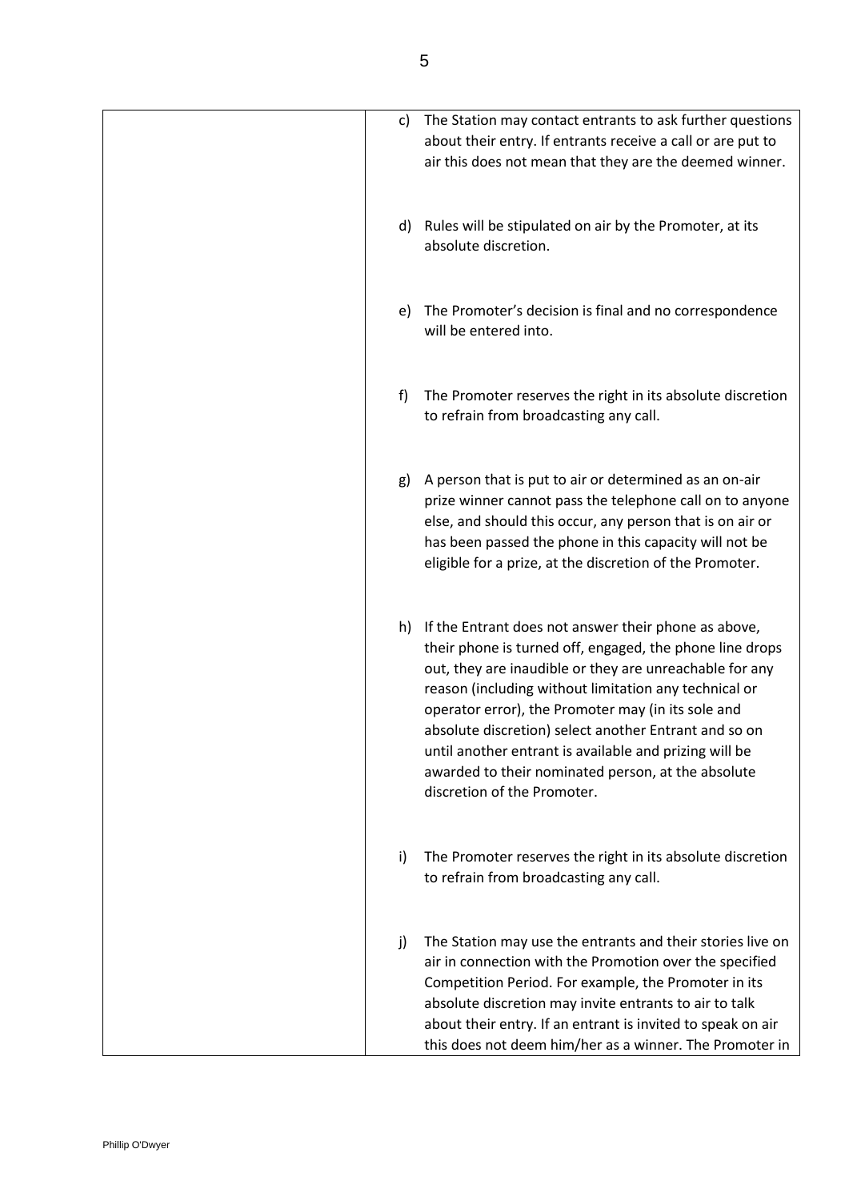| | |
|---|---|
| | c) The Station may contact entrants to ask further questions about their entry. If entrants receive a call or are put to air this does not mean that they are the deemed winner.<br><br>d) Rules will be stipulated on air by the Promoter, at its absolute discretion.<br><br>e) The Promoter's decision is final and no correspondence will be entered into.<br><br>f) The Promoter reserves the right in its absolute discretion to refrain from broadcasting any call.<br><br>g) A person that is put to air or determined as an on-air prize winner cannot pass the telephone call on to anyone else, and should this occur, any person that is on air or has been passed the phone in this capacity will not be eligible for a prize, at the discretion of the Promoter.<br><br>h) If the Entrant does not answer their phone as above, their phone is turned off, engaged, the phone line drops out, they are inaudible or they are unreachable for any reason (including without limitation any technical or operator error), the Promoter may (in its sole and absolute discretion) select another Entrant and so on until another entrant is available and prizing will be awarded to their nominated person, at the absolute discretion of the Promoter.<br><br>i) The Promoter reserves the right in its absolute discretion to refrain from broadcasting any call.<br><br>j) The Station may use the entrants and their stories live on air in connection with the Promotion over the specified Competition Period. For example, the Promoter in its absolute discretion may invite entrants to air to talk about their entry. If an entrant is invited to speak on air this does not deem him/her as a winner. The Promoter in |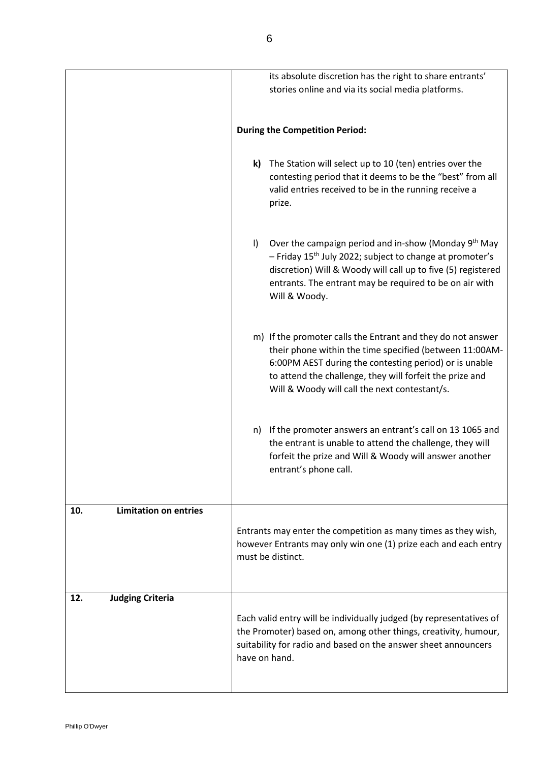| | |
|---|---|
| | its absolute discretion has the right to share entrants' stories online and via its social media platforms.<br><br>**During the Competition Period:**<br><br>**k)** The Station will select up to 10 (ten) entries over the contesting period that it deems to be the "best" from all valid entries received to be in the running receive a prize.<br><br>l) Over the campaign period and in-show (Monday 9th May – Friday 15th July 2022; subject to change at promoter's discretion) Will & Woody will call up to five (5) registered entrants. The entrant may be required to be on air with Will & Woody.<br><br>m) If the promoter calls the Entrant and they do not answer their phone within the time specified (between 11:00AM-6:00PM AEST during the contesting period) or is unable to attend the challenge, they will forfeit the prize and Will & Woody will call the next contestant/s.<br><br>n) If the promoter answers an entrant's call on 13 1065 and the entrant is unable to attend the challenge, they will forfeit the prize and Will & Woody will answer another entrant's phone call. |
| **10. Limitation on entries** | Entrants may enter the competition as many times as they wish, however Entrants may only win one (1) prize each and each entry must be distinct. |
| **12. Judging Criteria** | Each valid entry will be individually judged (by representatives of the Promoter) based on, among other things, creativity, humour, suitability for radio and based on the answer sheet announcers have on hand. |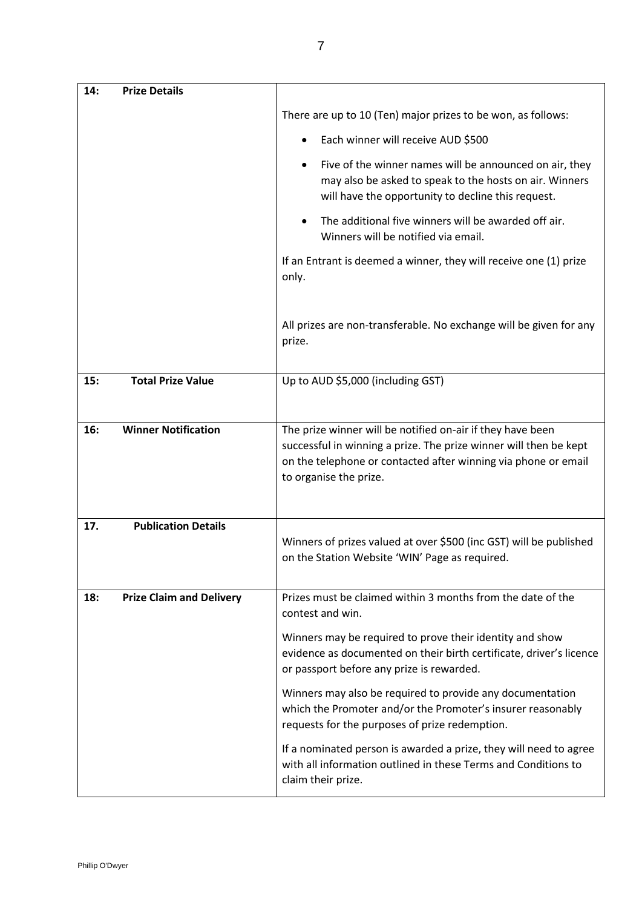| | |
|---|---|
| **14: Prize Details** | There are up to 10 (Ten) major prizes to be won, as follows:<br>• Each winner will receive AUD $500<br>• Five of the winner names will be announced on air, they may also be asked to speak to the hosts on air. Winners will have the opportunity to decline this request.<br>• The additional five winners will be awarded off air. Winners will be notified via email.<br>If an Entrant is deemed a winner, they will receive one (1) prize only.<br><br>All prizes are non-transferable. No exchange will be given for any prize. |
| **15: Total Prize Value** | Up to AUD $5,000 (including GST) |
| **16: Winner Notification** | The prize winner will be notified on-air if they have been successful in winning a prize. The prize winner will then be kept on the telephone or contacted after winning via phone or email to organise the prize. |
| **17. Publication Details** | Winners of prizes valued at over $500 (inc GST) will be published on the Station Website 'WIN' Page as required. |
| **18: Prize Claim and Delivery** | Prizes must be claimed within 3 months from the date of the contest and win.<br>Winners may be required to prove their identity and show evidence as documented on their birth certificate, driver's licence or passport before any prize is rewarded.<br>Winners may also be required to provide any documentation which the Promoter and/or the Promoter's insurer reasonably requests for the purposes of prize redemption.<br>If a nominated person is awarded a prize, they will need to agree with all information outlined in these Terms and Conditions to claim their prize. |

Phillip O'Dwyer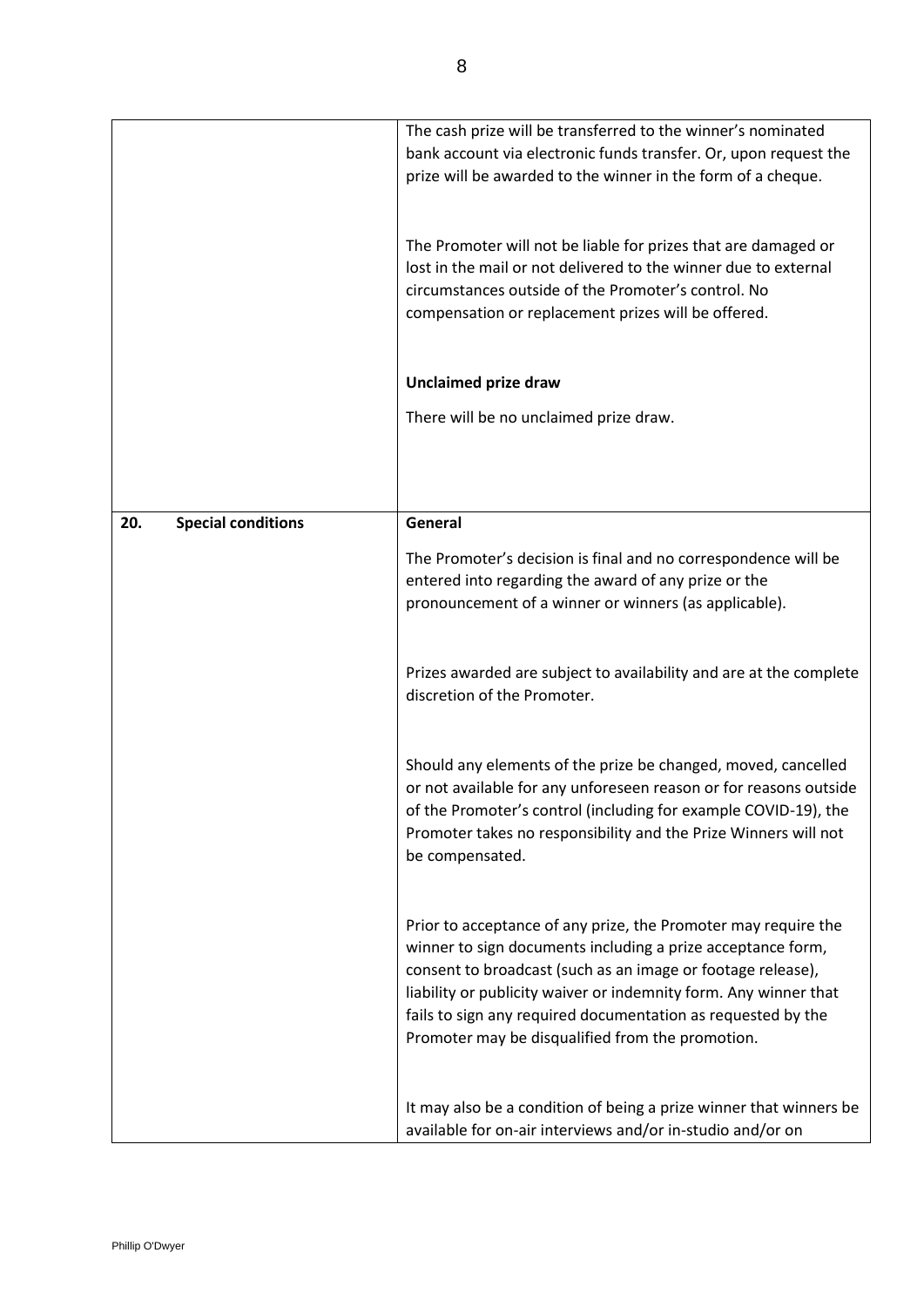| | |
|---|---|
| | The cash prize will be transferred to the winner's nominated bank account via electronic funds transfer. Or, upon request the prize will be awarded to the winner in the form of a cheque.<br><br>The Promoter will not be liable for prizes that are damaged or lost in the mail or not delivered to the winner due to external circumstances outside of the Promoter's control. No compensation or replacement prizes will be offered.<br><br>**Unclaimed prize draw**<br><br>There will be no unclaimed prize draw. |
| **20. Special conditions** | **General**<br><br>The Promoter's decision is final and no correspondence will be entered into regarding the award of any prize or the pronouncement of a winner or winners (as applicable).<br><br>Prizes awarded are subject to availability and are at the complete discretion of the Promoter.<br><br>Should any elements of the prize be changed, moved, cancelled or not available for any unforeseen reason or for reasons outside of the Promoter's control (including for example COVID-19), the Promoter takes no responsibility and the Prize Winners will not be compensated.<br><br>Prior to acceptance of any prize, the Promoter may require the winner to sign documents including a prize acceptance form, consent to broadcast (such as an image or footage release), liability or publicity waiver or indemnity form. Any winner that fails to sign any required documentation as requested by the Promoter may be disqualified from the promotion.<br><br>It may also be a condition of being a prize winner that winners be available for on-air interviews and/or in-studio and/or on |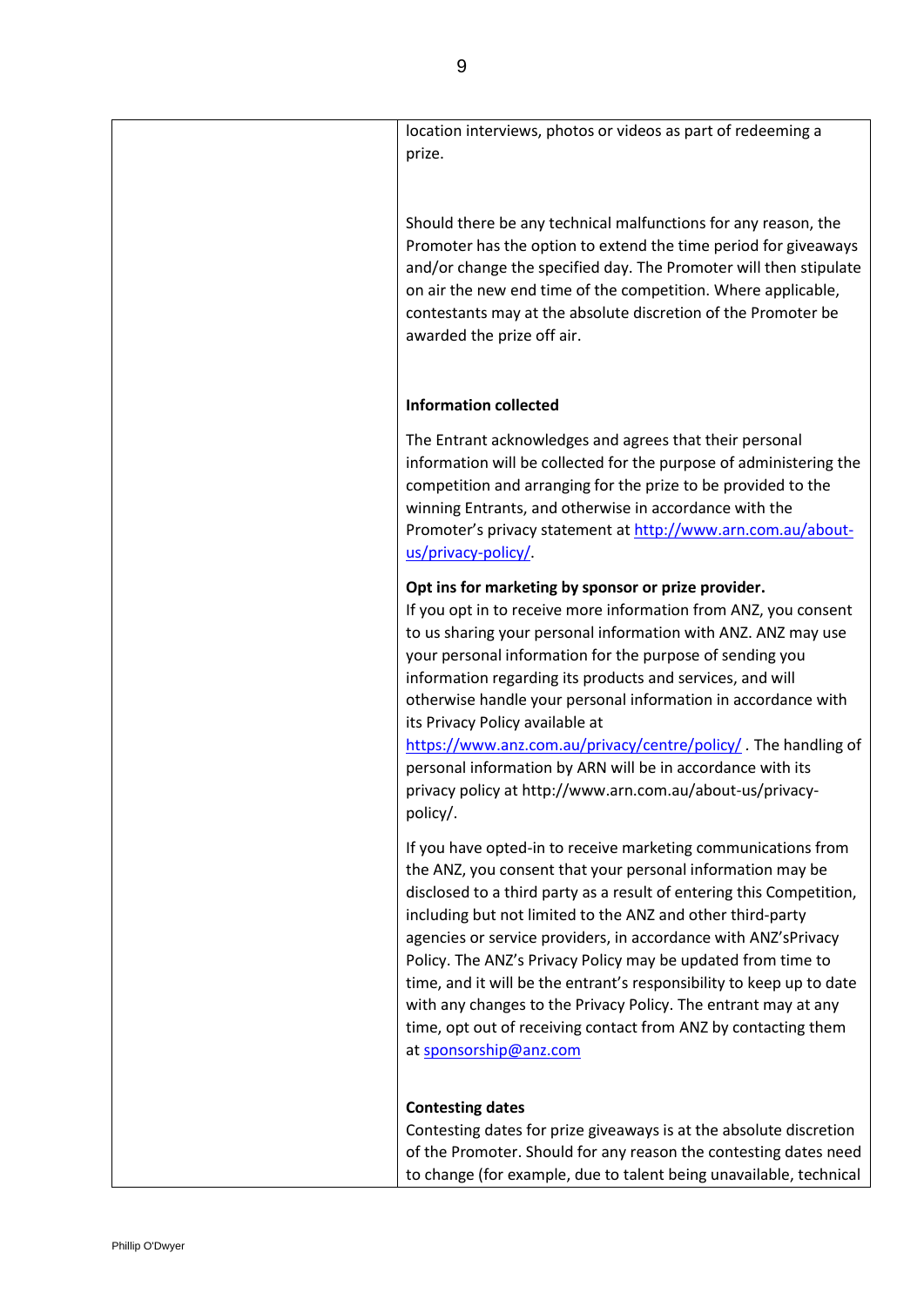| | |
|---|---|
| | location interviews, photos or videos as part of redeeming a prize.<br><br>Should there be any technical malfunctions for any reason, the Promoter has the option to extend the time period for giveaways and/or change the specified day. The Promoter will then stipulate on air the new end time of the competition. Where applicable, contestants may at the absolute discretion of the Promoter be awarded the prize off air.<br><br>**Information collected**<br><br>The Entrant acknowledges and agrees that their personal information will be collected for the purpose of administering the competition and arranging for the prize to be provided to the winning Entrants, and otherwise in accordance with the Promoter's privacy statement at http://www.arn.com.au/about-us/privacy-policy/.<br><br>**Opt ins for marketing by sponsor or prize provider.**<br>If you opt in to receive more information from ANZ, you consent to us sharing your personal information with ANZ. ANZ may use your personal information for the purpose of sending you information regarding its products and services, and will otherwise handle your personal information in accordance with its Privacy Policy available at https://www.anz.com.au/privacy/centre/policy/ . The handling of personal information by ARN will be in accordance with its privacy policy at http://www.arn.com.au/about-us/privacy-policy/.<br><br>If you have opted-in to receive marketing communications from the ANZ, you consent that your personal information may be disclosed to a third party as a result of entering this Competition, including but not limited to the ANZ and other third-party agencies or service providers, in accordance with ANZ'sPrivacy Policy. The ANZ's Privacy Policy may be updated from time to time, and it will be the entrant's responsibility to keep up to date with any changes to the Privacy Policy. The entrant may at any time, opt out of receiving contact from ANZ by contacting them at sponsorship@anz.com<br><br>**Contesting dates**<br>Contesting dates for prize giveaways is at the absolute discretion of the Promoter. Should for any reason the contesting dates need to change (for example, due to talent being unavailable, technical |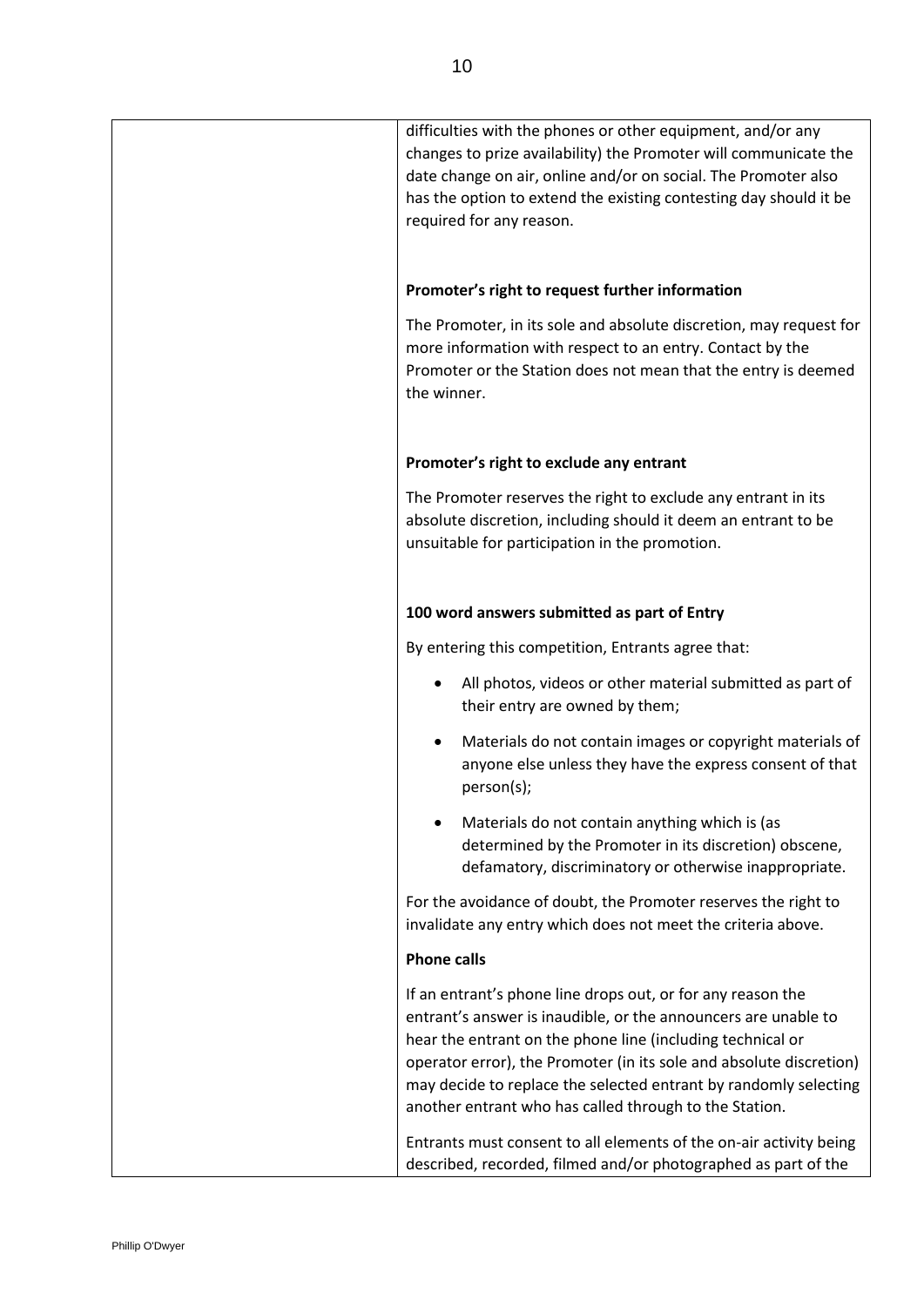| | |
|---|---|
| | difficulties with the phones or other equipment, and/or any changes to prize availability) the Promoter will communicate the date change on air, online and/or on social. The Promoter also has the option to extend the existing contesting day should it be required for any reason.<br><br>**Promoter's right to request further information**<br><br>The Promoter, in its sole and absolute discretion, may request for more information with respect to an entry. Contact by the Promoter or the Station does not mean that the entry is deemed the winner.<br><br>**Promoter's right to exclude any entrant**<br><br>The Promoter reserves the right to exclude any entrant in its absolute discretion, including should it deem an entrant to be unsuitable for participation in the promotion.<br><br>**100 word answers submitted as part of Entry**<br><br>By entering this competition, Entrants agree that:<br><br>• All photos, videos or other material submitted as part of their entry are owned by them;<br>• Materials do not contain images or copyright materials of anyone else unless they have the express consent of that person(s);<br>• Materials do not contain anything which is (as determined by the Promoter in its discretion) obscene, defamatory, discriminatory or otherwise inappropriate.<br><br>For the avoidance of doubt, the Promoter reserves the right to invalidate any entry which does not meet the criteria above.<br><br>**Phone calls**<br><br>If an entrant's phone line drops out, or for any reason the entrant's answer is inaudible, or the announcers are unable to hear the entrant on the phone line (including technical or operator error), the Promoter (in its sole and absolute discretion) may decide to replace the selected entrant by randomly selecting another entrant who has called through to the Station.<br><br>Entrants must consent to all elements of the on-air activity being described, recorded, filmed and/or photographed as part of the |

Phillip O'Dwyer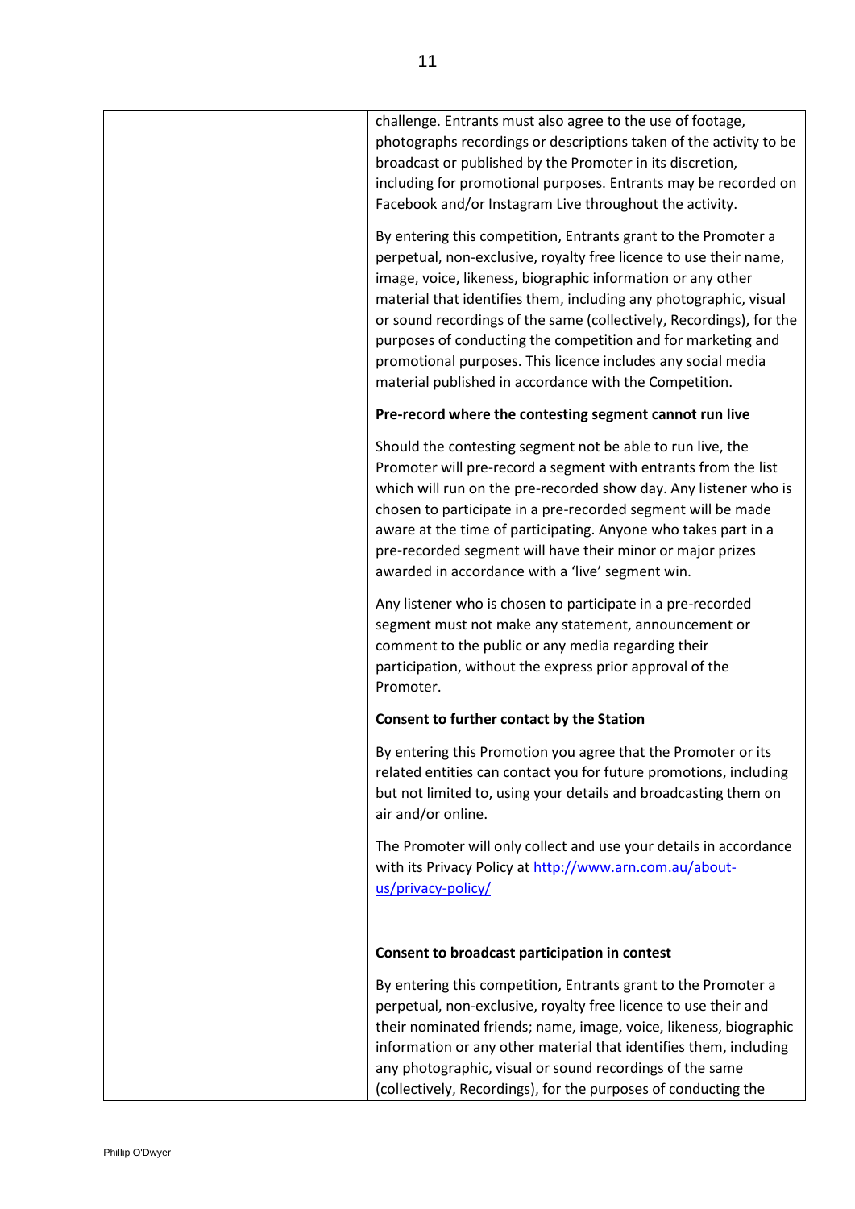| | |
|---|---|
| | challenge. Entrants must also agree to the use of footage, photographs recordings or descriptions taken of the activity to be broadcast or published by the Promoter in its discretion, including for promotional purposes. Entrants may be recorded on Facebook and/or Instagram Live throughout the activity.<br><br>By entering this competition, Entrants grant to the Promoter a perpetual, non-exclusive, royalty free licence to use their name, image, voice, likeness, biographic information or any other material that identifies them, including any photographic, visual or sound recordings of the same (collectively, Recordings), for the purposes of conducting the competition and for marketing and promotional purposes. This licence includes any social media material published in accordance with the Competition.<br><br>**Pre-record where the contesting segment cannot run live**<br><br>Should the contesting segment not be able to run live, the Promoter will pre-record a segment with entrants from the list which will run on the pre-recorded show day. Any listener who is chosen to participate in a pre-recorded segment will be made aware at the time of participating. Anyone who takes part in a pre-recorded segment will have their minor or major prizes awarded in accordance with a 'live' segment win.<br><br>Any listener who is chosen to participate in a pre-recorded segment must not make any statement, announcement or comment to the public or any media regarding their participation, without the express prior approval of the Promoter.<br><br>**Consent to further contact by the Station**<br><br>By entering this Promotion you agree that the Promoter or its related entities can contact you for future promotions, including but not limited to, using your details and broadcasting them on air and/or online.<br><br>The Promoter will only collect and use your details in accordance with its Privacy Policy at [http://www.arn.com.au/about-us/privacy-policy/](http://www.arn.com.au/about-us/privacy-policy/)<br><br>**Consent to broadcast participation in contest**<br><br>By entering this competition, Entrants grant to the Promoter a perpetual, non-exclusive, royalty free licence to use their and their nominated friends; name, image, voice, likeness, biographic information or any other material that identifies them, including any photographic, visual or sound recordings of the same (collectively, Recordings), for the purposes of conducting the |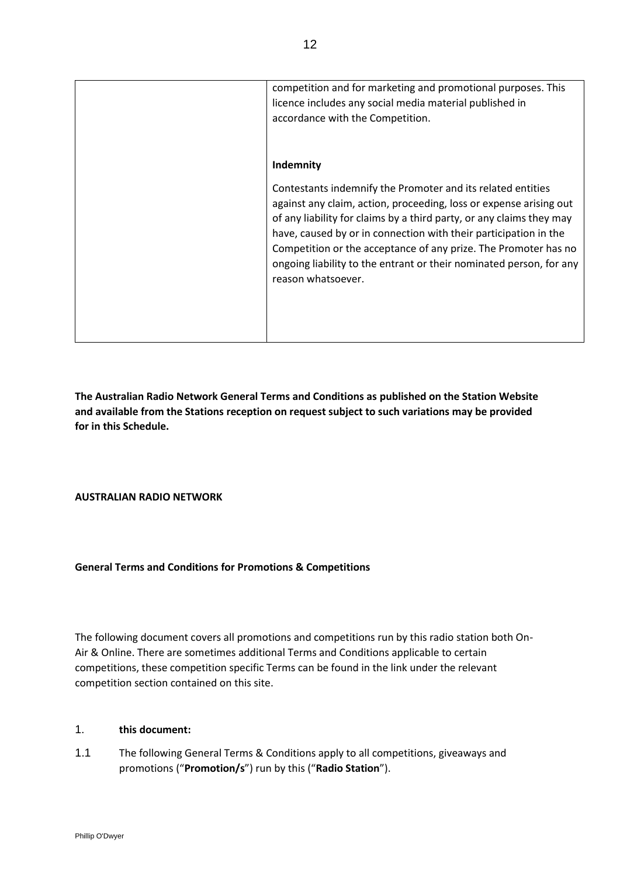| | |
|---|---|
| | competition and for marketing and promotional purposes. This licence includes any social media material published in accordance with the Competition.<br><br>**Indemnity**<br><br>Contestants indemnify the Promoter and its related entities against any claim, action, proceeding, loss or expense arising out of any liability for claims by a third party, or any claims they may have, caused by or in connection with their participation in the Competition or the acceptance of any prize. The Promoter has no ongoing liability to the entrant or their nominated person, for any reason whatsoever. |

**The Australian Radio Network General Terms and Conditions as published on the Station Website and available from the Stations reception on request subject to such variations may be provided for in this Schedule.**

**AUSTRALIAN RADIO NETWORK**

**General Terms and Conditions for Promotions & Competitions**

The following document covers all promotions and competitions run by this radio station both On-Air & Online. There are sometimes additional Terms and Conditions applicable to certain competitions, these competition specific Terms can be found in the link under the relevant competition section contained on this site.

1. **this document:**

1.1 The following General Terms & Conditions apply to all competitions, giveaways and promotions ("**Promotion/s**") run by this ("**Radio Station**").

Phillip O'Dwyer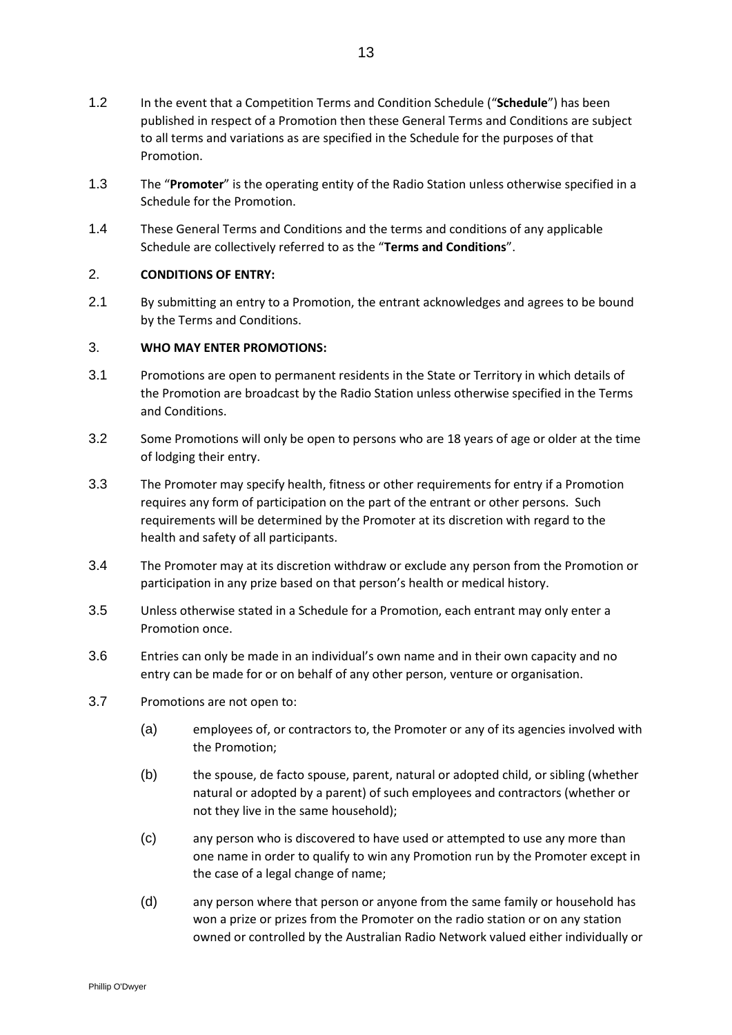1.2 In the event that a Competition Terms and Condition Schedule ("**Schedule**") has been published in respect of a Promotion then these General Terms and Conditions are subject to all terms and variations as are specified in the Schedule for the purposes of that Promotion.

1.3 The "**Promoter**" is the operating entity of the Radio Station unless otherwise specified in a Schedule for the Promotion.

1.4 These General Terms and Conditions and the terms and conditions of any applicable Schedule are collectively referred to as the "**Terms and Conditions**".

## 2. CONDITIONS OF ENTRY:

2.1 By submitting an entry to a Promotion, the entrant acknowledges and agrees to be bound by the Terms and Conditions.

## 3. WHO MAY ENTER PROMOTIONS:

3.1 Promotions are open to permanent residents in the State or Territory in which details of the Promotion are broadcast by the Radio Station unless otherwise specified in the Terms and Conditions.

3.2 Some Promotions will only be open to persons who are 18 years of age or older at the time of lodging their entry.

3.3 The Promoter may specify health, fitness or other requirements for entry if a Promotion requires any form of participation on the part of the entrant or other persons. Such requirements will be determined by the Promoter at its discretion with regard to the health and safety of all participants.

3.4 The Promoter may at its discretion withdraw or exclude any person from the Promotion or participation in any prize based on that person's health or medical history.

3.5 Unless otherwise stated in a Schedule for a Promotion, each entrant may only enter a Promotion once.

3.6 Entries can only be made in an individual's own name and in their own capacity and no entry can be made for or on behalf of any other person, venture or organisation.

3.7 Promotions are not open to:

(a) employees of, or contractors to, the Promoter or any of its agencies involved with the Promotion;

(b) the spouse, de facto spouse, parent, natural or adopted child, or sibling (whether natural or adopted by a parent) of such employees and contractors (whether or not they live in the same household);

(c) any person who is discovered to have used or attempted to use any more than one name in order to qualify to win any Promotion run by the Promoter except in the case of a legal change of name;

(d) any person where that person or anyone from the same family or household has won a prize or prizes from the Promoter on the radio station or on any station owned or controlled by the Australian Radio Network valued either individually or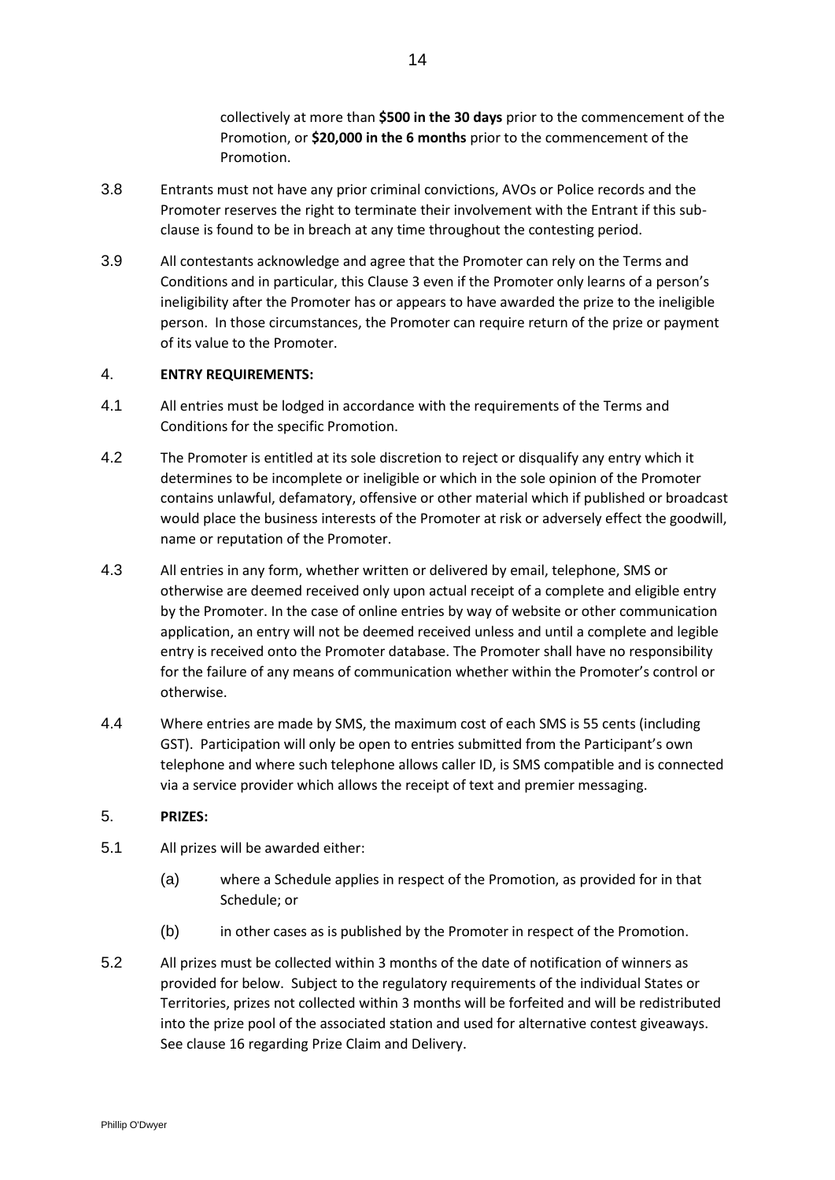collectively at more than **$500 in the 30 days** prior to the commencement of the Promotion, or **$20,000 in the 6 months** prior to the commencement of the Promotion.

3.8 Entrants must not have any prior criminal convictions, AVOs or Police records and the Promoter reserves the right to terminate their involvement with the Entrant if this sub-clause is found to be in breach at any time throughout the contesting period.

3.9 All contestants acknowledge and agree that the Promoter can rely on the Terms and Conditions and in particular, this Clause 3 even if the Promoter only learns of a person's ineligibility after the Promoter has or appears to have awarded the prize to the ineligible person. In those circumstances, the Promoter can require return of the prize or payment of its value to the Promoter.

4. **ENTRY REQUIREMENTS:**

4.1 All entries must be lodged in accordance with the requirements of the Terms and Conditions for the specific Promotion.

4.2 The Promoter is entitled at its sole discretion to reject or disqualify any entry which it determines to be incomplete or ineligible or which in the sole opinion of the Promoter contains unlawful, defamatory, offensive or other material which if published or broadcast would place the business interests of the Promoter at risk or adversely effect the goodwill, name or reputation of the Promoter.

4.3 All entries in any form, whether written or delivered by email, telephone, SMS or otherwise are deemed received only upon actual receipt of a complete and eligible entry by the Promoter. In the case of online entries by way of website or other communication application, an entry will not be deemed received unless and until a complete and legible entry is received onto the Promoter database. The Promoter shall have no responsibility for the failure of any means of communication whether within the Promoter's control or otherwise.

4.4 Where entries are made by SMS, the maximum cost of each SMS is 55 cents (including GST). Participation will only be open to entries submitted from the Participant's own telephone and where such telephone allows caller ID, is SMS compatible and is connected via a service provider which allows the receipt of text and premier messaging.

5. **PRIZES:**

5.1 All prizes will be awarded either:

   (a) where a Schedule applies in respect of the Promotion, as provided for in that Schedule; or

   (b) in other cases as is published by the Promoter in respect of the Promotion.

5.2 All prizes must be collected within 3 months of the date of notification of winners as provided for below. Subject to the regulatory requirements of the individual States or Territories, prizes not collected within 3 months will be forfeited and will be redistributed into the prize pool of the associated station and used for alternative contest giveaways. See clause 16 regarding Prize Claim and Delivery.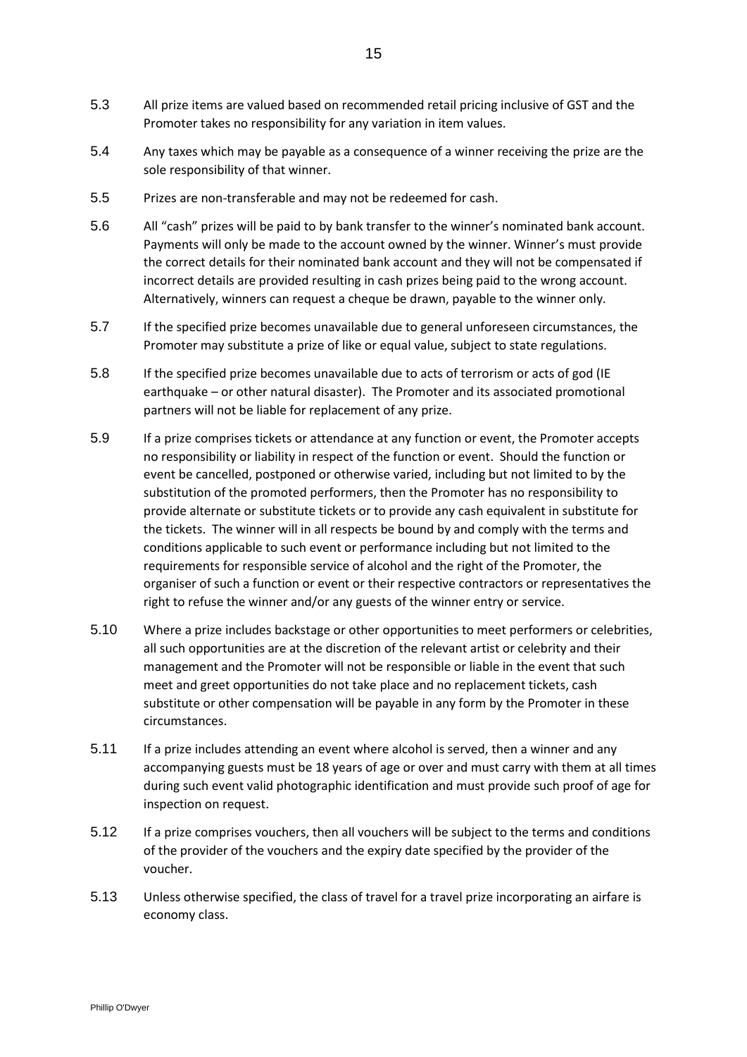5.3 All prize items are valued based on recommended retail pricing inclusive of GST and the Promoter takes no responsibility for any variation in item values.

5.4 Any taxes which may be payable as a consequence of a winner receiving the prize are the sole responsibility of that winner.

5.5 Prizes are non-transferable and may not be redeemed for cash.

5.6 All "cash" prizes will be paid to by bank transfer to the winner's nominated bank account. Payments will only be made to the account owned by the winner. Winner's must provide the correct details for their nominated bank account and they will not be compensated if incorrect details are provided resulting in cash prizes being paid to the wrong account. Alternatively, winners can request a cheque be drawn, payable to the winner only.

5.7 If the specified prize becomes unavailable due to general unforeseen circumstances, the Promoter may substitute a prize of like or equal value, subject to state regulations.

5.8 If the specified prize becomes unavailable due to acts of terrorism or acts of god (IE earthquake – or other natural disaster). The Promoter and its associated promotional partners will not be liable for replacement of any prize.

5.9 If a prize comprises tickets or attendance at any function or event, the Promoter accepts no responsibility or liability in respect of the function or event. Should the function or event be cancelled, postponed or otherwise varied, including but not limited to by the substitution of the promoted performers, then the Promoter has no responsibility to provide alternate or substitute tickets or to provide any cash equivalent in substitute for the tickets. The winner will in all respects be bound by and comply with the terms and conditions applicable to such event or performance including but not limited to the requirements for responsible service of alcohol and the right of the Promoter, the organiser of such a function or event or their respective contractors or representatives the right to refuse the winner and/or any guests of the winner entry or service.

5.10 Where a prize includes backstage or other opportunities to meet performers or celebrities, all such opportunities are at the discretion of the relevant artist or celebrity and their management and the Promoter will not be responsible or liable in the event that such meet and greet opportunities do not take place and no replacement tickets, cash substitute or other compensation will be payable in any form by the Promoter in these circumstances.

5.11 If a prize includes attending an event where alcohol is served, then a winner and any accompanying guests must be 18 years of age or over and must carry with them at all times during such event valid photographic identification and must provide such proof of age for inspection on request.

5.12 If a prize comprises vouchers, then all vouchers will be subject to the terms and conditions of the provider of the vouchers and the expiry date specified by the provider of the voucher.

5.13 Unless otherwise specified, the class of travel for a travel prize incorporating an airfare is economy class.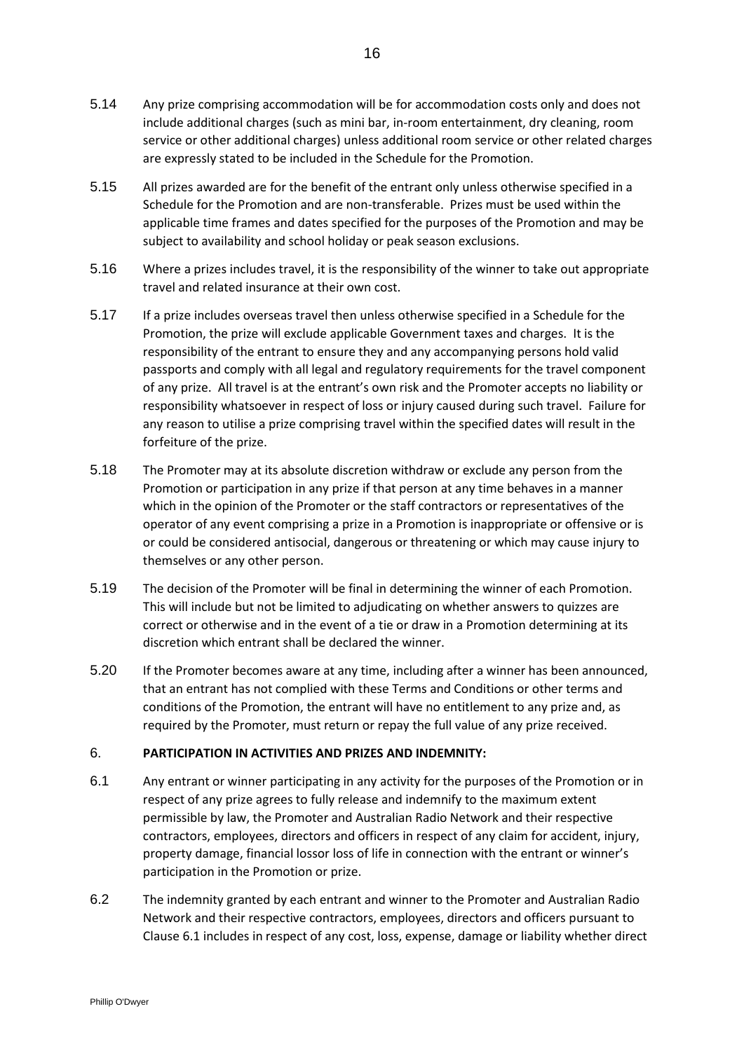5.14 Any prize comprising accommodation will be for accommodation costs only and does not include additional charges (such as mini bar, in-room entertainment, dry cleaning, room service or other additional charges) unless additional room service or other related charges are expressly stated to be included in the Schedule for the Promotion.

5.15 All prizes awarded are for the benefit of the entrant only unless otherwise specified in a Schedule for the Promotion and are non-transferable. Prizes must be used within the applicable time frames and dates specified for the purposes of the Promotion and may be subject to availability and school holiday or peak season exclusions.

5.16 Where a prizes includes travel, it is the responsibility of the winner to take out appropriate travel and related insurance at their own cost.

5.17 If a prize includes overseas travel then unless otherwise specified in a Schedule for the Promotion, the prize will exclude applicable Government taxes and charges. It is the responsibility of the entrant to ensure they and any accompanying persons hold valid passports and comply with all legal and regulatory requirements for the travel component of any prize. All travel is at the entrant's own risk and the Promoter accepts no liability or responsibility whatsoever in respect of loss or injury caused during such travel. Failure for any reason to utilise a prize comprising travel within the specified dates will result in the forfeiture of the prize.

5.18 The Promoter may at its absolute discretion withdraw or exclude any person from the Promotion or participation in any prize if that person at any time behaves in a manner which in the opinion of the Promoter or the staff contractors or representatives of the operator of any event comprising a prize in a Promotion is inappropriate or offensive or is or could be considered antisocial, dangerous or threatening or which may cause injury to themselves or any other person.

5.19 The decision of the Promoter will be final in determining the winner of each Promotion. This will include but not be limited to adjudicating on whether answers to quizzes are correct or otherwise and in the event of a tie or draw in a Promotion determining at its discretion which entrant shall be declared the winner.

5.20 If the Promoter becomes aware at any time, including after a winner has been announced, that an entrant has not complied with these Terms and Conditions or other terms and conditions of the Promotion, the entrant will have no entitlement to any prize and, as required by the Promoter, must return or repay the full value of any prize received.

## 6. PARTICIPATION IN ACTIVITIES AND PRIZES AND INDEMNITY:

6.1 Any entrant or winner participating in any activity for the purposes of the Promotion or in respect of any prize agrees to fully release and indemnify to the maximum extent permissible by law, the Promoter and Australian Radio Network and their respective contractors, employees, directors and officers in respect of any claim for accident, injury, property damage, financial lossor loss of life in connection with the entrant or winner's participation in the Promotion or prize.

6.2 The indemnity granted by each entrant and winner to the Promoter and Australian Radio Network and their respective contractors, employees, directors and officers pursuant to Clause 6.1 includes in respect of any cost, loss, expense, damage or liability whether direct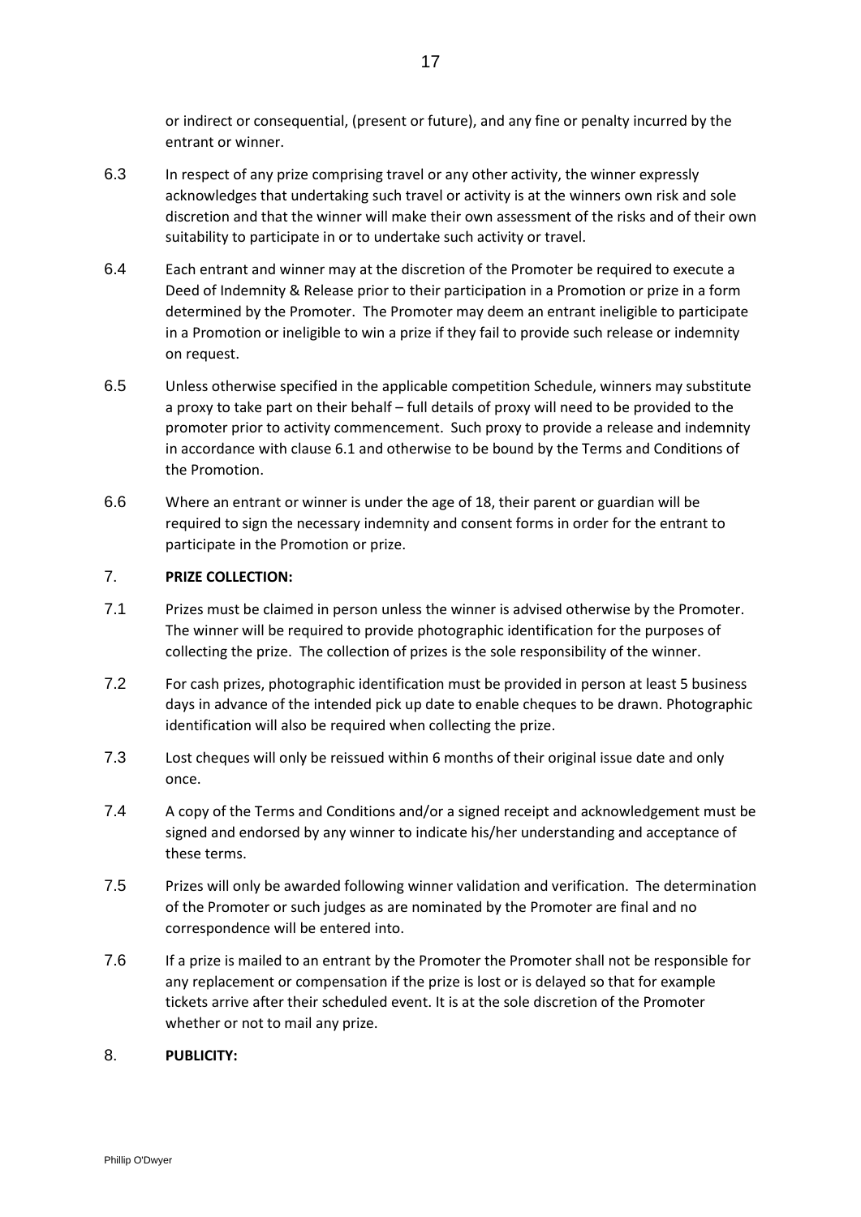or indirect or consequential, (present or future), and any fine or penalty incurred by the entrant or winner.

6.3 In respect of any prize comprising travel or any other activity, the winner expressly acknowledges that undertaking such travel or activity is at the winners own risk and sole discretion and that the winner will make their own assessment of the risks and of their own suitability to participate in or to undertake such activity or travel.

6.4 Each entrant and winner may at the discretion of the Promoter be required to execute a Deed of Indemnity & Release prior to their participation in a Promotion or prize in a form determined by the Promoter. The Promoter may deem an entrant ineligible to participate in a Promotion or ineligible to win a prize if they fail to provide such release or indemnity on request.

6.5 Unless otherwise specified in the applicable competition Schedule, winners may substitute a proxy to take part on their behalf – full details of proxy will need to be provided to the promoter prior to activity commencement. Such proxy to provide a release and indemnity in accordance with clause 6.1 and otherwise to be bound by the Terms and Conditions of the Promotion.

6.6 Where an entrant or winner is under the age of 18, their parent or guardian will be required to sign the necessary indemnity and consent forms in order for the entrant to participate in the Promotion or prize.

7. **PRIZE COLLECTION:**

7.1 Prizes must be claimed in person unless the winner is advised otherwise by the Promoter. The winner will be required to provide photographic identification for the purposes of collecting the prize. The collection of prizes is the sole responsibility of the winner.

7.2 For cash prizes, photographic identification must be provided in person at least 5 business days in advance of the intended pick up date to enable cheques to be drawn. Photographic identification will also be required when collecting the prize.

7.3 Lost cheques will only be reissued within 6 months of their original issue date and only once.

7.4 A copy of the Terms and Conditions and/or a signed receipt and acknowledgement must be signed and endorsed by any winner to indicate his/her understanding and acceptance of these terms.

7.5 Prizes will only be awarded following winner validation and verification. The determination of the Promoter or such judges as are nominated by the Promoter are final and no correspondence will be entered into.

7.6 If a prize is mailed to an entrant by the Promoter the Promoter shall not be responsible for any replacement or compensation if the prize is lost or is delayed so that for example tickets arrive after their scheduled event. It is at the sole discretion of the Promoter whether or not to mail any prize.

8. **PUBLICITY:**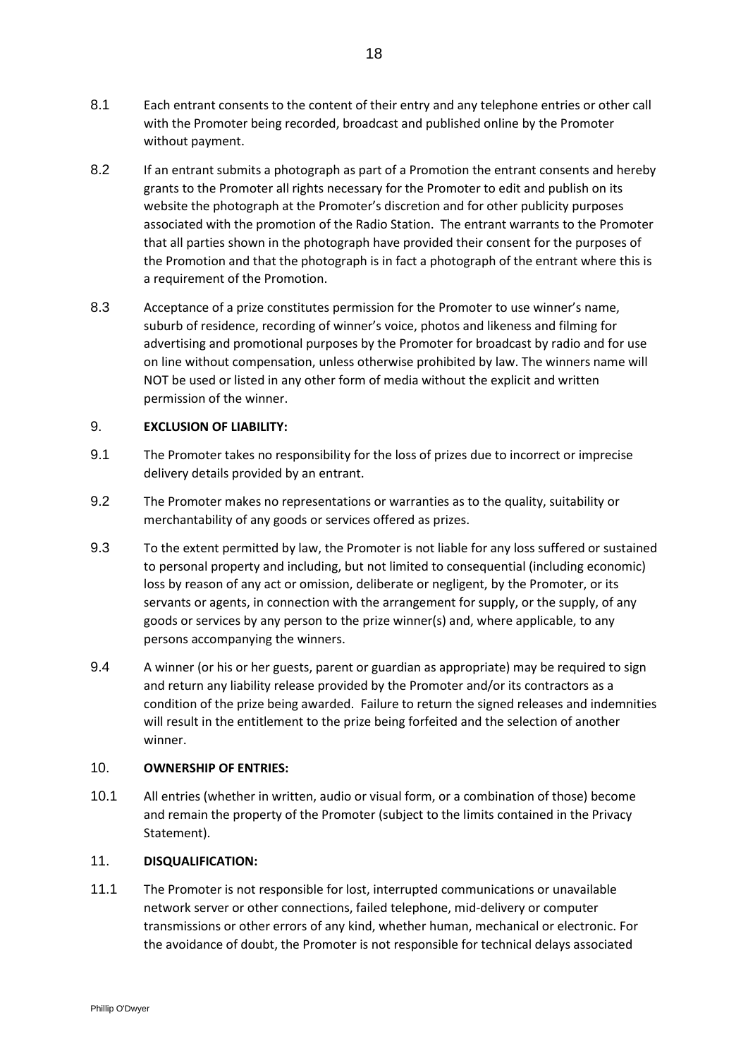8.1 Each entrant consents to the content of their entry and any telephone entries or other call with the Promoter being recorded, broadcast and published online by the Promoter without payment.

8.2 If an entrant submits a photograph as part of a Promotion the entrant consents and hereby grants to the Promoter all rights necessary for the Promoter to edit and publish on its website the photograph at the Promoter's discretion and for other publicity purposes associated with the promotion of the Radio Station. The entrant warrants to the Promoter that all parties shown in the photograph have provided their consent for the purposes of the Promotion and that the photograph is in fact a photograph of the entrant where this is a requirement of the Promotion.

8.3 Acceptance of a prize constitutes permission for the Promoter to use winner's name, suburb of residence, recording of winner's voice, photos and likeness and filming for advertising and promotional purposes by the Promoter for broadcast by radio and for use on line without compensation, unless otherwise prohibited by law. The winners name will NOT be used or listed in any other form of media without the explicit and written permission of the winner.

## 9. EXCLUSION OF LIABILITY:

9.1 The Promoter takes no responsibility for the loss of prizes due to incorrect or imprecise delivery details provided by an entrant.

9.2 The Promoter makes no representations or warranties as to the quality, suitability or merchantability of any goods or services offered as prizes.

9.3 To the extent permitted by law, the Promoter is not liable for any loss suffered or sustained to personal property and including, but not limited to consequential (including economic) loss by reason of any act or omission, deliberate or negligent, by the Promoter, or its servants or agents, in connection with the arrangement for supply, or the supply, of any goods or services by any person to the prize winner(s) and, where applicable, to any persons accompanying the winners.

9.4 A winner (or his or her guests, parent or guardian as appropriate) may be required to sign and return any liability release provided by the Promoter and/or its contractors as a condition of the prize being awarded. Failure to return the signed releases and indemnities will result in the entitlement to the prize being forfeited and the selection of another winner.

## 10. OWNERSHIP OF ENTRIES:

10.1 All entries (whether in written, audio or visual form, or a combination of those) become and remain the property of the Promoter (subject to the limits contained in the Privacy Statement).

## 11. DISQUALIFICATION:

11.1 The Promoter is not responsible for lost, interrupted communications or unavailable network server or other connections, failed telephone, mid-delivery or computer transmissions or other errors of any kind, whether human, mechanical or electronic. For the avoidance of doubt, the Promoter is not responsible for technical delays associated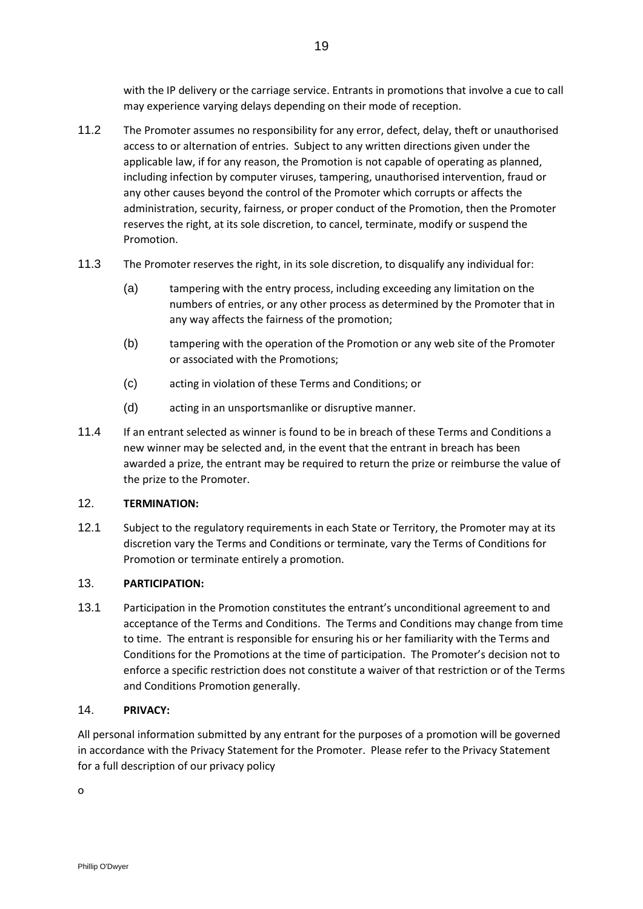with the IP delivery or the carriage service. Entrants in promotions that involve a cue to call may experience varying delays depending on their mode of reception.

11.2 The Promoter assumes no responsibility for any error, defect, delay, theft or unauthorised access to or alternation of entries. Subject to any written directions given under the applicable law, if for any reason, the Promotion is not capable of operating as planned, including infection by computer viruses, tampering, unauthorised intervention, fraud or any other causes beyond the control of the Promoter which corrupts or affects the administration, security, fairness, or proper conduct of the Promotion, then the Promoter reserves the right, at its sole discretion, to cancel, terminate, modify or suspend the Promotion.

11.3 The Promoter reserves the right, in its sole discretion, to disqualify any individual for:

(a) tampering with the entry process, including exceeding any limitation on the numbers of entries, or any other process as determined by the Promoter that in any way affects the fairness of the promotion;

(b) tampering with the operation of the Promotion or any web site of the Promoter or associated with the Promotions;

(c) acting in violation of these Terms and Conditions; or

(d) acting in an unsportsmanlike or disruptive manner.

11.4 If an entrant selected as winner is found to be in breach of these Terms and Conditions a new winner may be selected and, in the event that the entrant in breach has been awarded a prize, the entrant may be required to return the prize or reimburse the value of the prize to the Promoter.

12. **TERMINATION:**

12.1 Subject to the regulatory requirements in each State or Territory, the Promoter may at its discretion vary the Terms and Conditions or terminate, vary the Terms of Conditions for Promotion or terminate entirely a promotion.

13. **PARTICIPATION:**

13.1 Participation in the Promotion constitutes the entrant's unconditional agreement to and acceptance of the Terms and Conditions. The Terms and Conditions may change from time to time. The entrant is responsible for ensuring his or her familiarity with the Terms and Conditions for the Promotions at the time of participation. The Promoter's decision not to enforce a specific restriction does not constitute a waiver of that restriction or of the Terms and Conditions Promotion generally.

14. **PRIVACY:**

All personal information submitted by any entrant for the purposes of a promotion will be governed in accordance with the Privacy Statement for the Promoter. Please refer to the Privacy Statement for a full description of our privacy policy

o